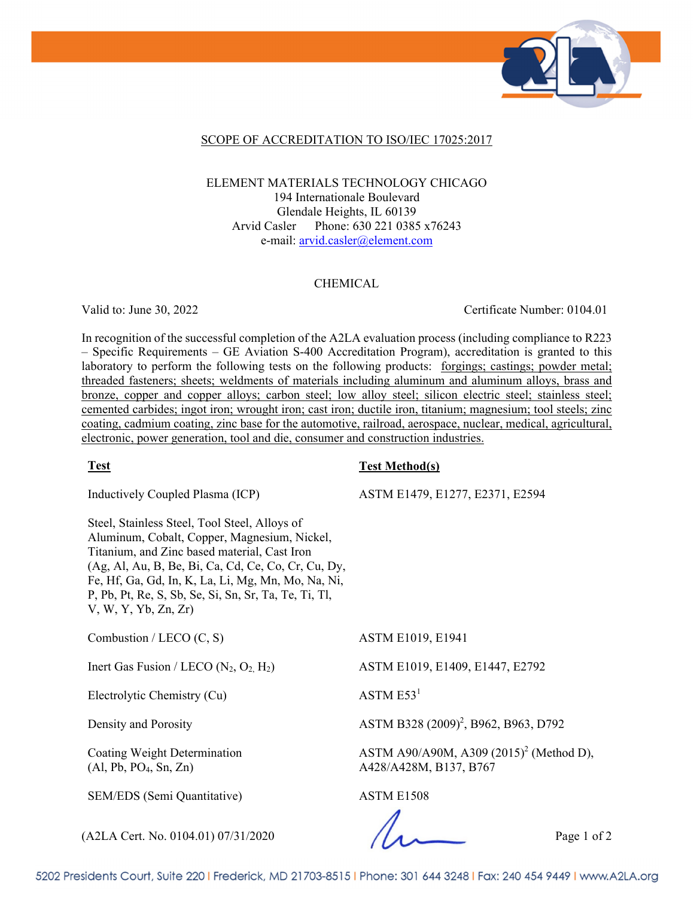## SCOPE OF ACCREDITATION TO ISO/IEC 17025:2017

ELEMENT MATERIALS TECHNOLOGY CHICAGO
194 Internationale Boulevard
Glendale Heights, IL 60139
Arvid Casler Phone: 630 221 0385 x76243
e-mail: arvid.casler@element.com

### CHEMICAL

Valid to: June 30, 2022 Certificate Number: 0104.01

In recognition of the successful completion of the A2LA evaluation process (including compliance to R223 – Specific Requirements – GE Aviation S-400 Accreditation Program), accreditation is granted to this laboratory to perform the following tests on the following products: forgings; castings; powder metal; threaded fasteners; sheets; weldments of materials including aluminum and aluminum alloys, brass and bronze, copper and copper alloys; carbon steel; low alloy steel; silicon electric steel; stainless steel; cemented carbides; ingot iron; wrought iron; cast iron; ductile iron, titanium; magnesium; tool steels; zinc coating, cadmium coating, zinc base for the automotive, railroad, aerospace, nuclear, medical, agricultural, electronic, power generation, tool and die, consumer and construction industries.

| **Test** | **Test Method(s)** |
|---|---|
| Inductively Coupled Plasma (ICP)<br><br>Steel, Stainless Steel, Tool Steel, Alloys of Aluminum, Cobalt, Copper, Magnesium, Nickel, Titanium, and Zinc based material, Cast Iron (Ag, Al, Au, B, Be, Bi, Ca, Cd, Ce, Co, Cr, Cu, Dy, Fe, Hf, Ga, Gd, In, K, La, Li, Mg, Mn, Mo, Na, Ni, P, Pb, Pt, Re, S, Sb, Se, Si, Sn, Sr, Ta, Te, Ti, Tl, V, W, Y, Yb, Zn, Zr) | ASTM E1479, E1277, E2371, E2594 |
| Combustion / LECO (C, S) | ASTM E1019, E1941 |
| Inert Gas Fusion / LECO ($N_2$, $O_2$, $H_2$) | ASTM E1019, E1409, E1447, E2792 |
| Electrolytic Chemistry (Cu) | ASTM E53[1] |
| Density and Porosity | ASTM B328 (2009)[2], B962, B963, D792 |
| Coating Weight Determination (Al, Pb, $PO_4$, Sn, Zn) | ASTM A90/A90M, A309 (2015)[2] (Method D), A428/A428M, B137, B767 |
| SEM/EDS (Semi Quantitative) | ASTM E1508 |

(A2LA Cert. No. 0104.01) 07/31/2020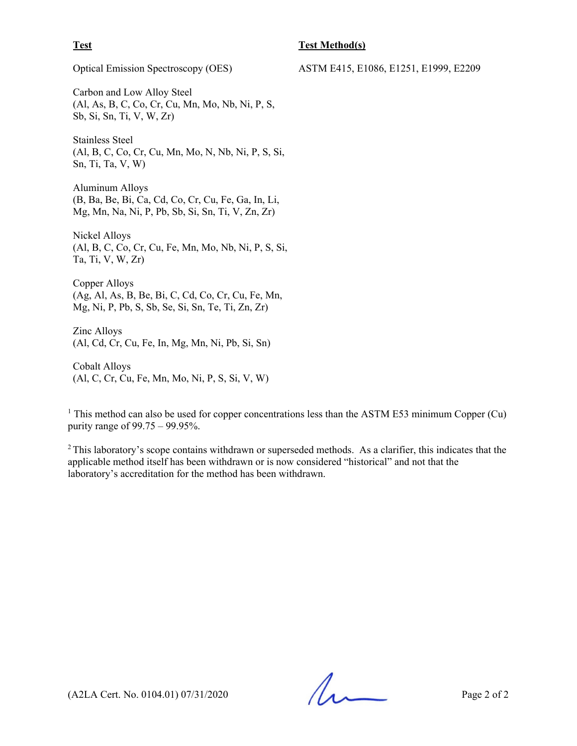| Test | Test Method(s) |
| --- | --- |
| Optical Emission Spectroscopy (OES) | ASTM E415, E1086, E1251, E1999, E2209 |
| Carbon and Low Alloy Steel (Al, As, B, C, Co, Cr, Cu, Mn, Mo, Nb, Ni, P, S, Sb, Si, Sn, Ti, V, W, Zr) | |
| Stainless Steel (Al, B, C, Co, Cr, Cu, Mn, Mo, N, Nb, Ni, P, S, Si, Sn, Ti, Ta, V, W) | |
| Aluminum Alloys (B, Ba, Be, Bi, Ca, Cd, Co, Cr, Cu, Fe, Ga, In, Li, Mg, Mn, Na, Ni, P, Pb, Sb, Si, Sn, Ti, V, Zn, Zr) | |
| Nickel Alloys (Al, B, C, Co, Cr, Cu, Fe, Mn, Mo, Nb, Ni, P, S, Si, Ta, Ti, V, W, Zr) | |
| Copper Alloys (Ag, Al, As, B, Be, Bi, C, Cd, Co, Cr, Cu, Fe, Mn, Mg, Ni, P, Pb, S, Sb, Se, Si, Sn, Te, Ti, Zn, Zr) | |
| Zinc Alloys (Al, Cd, Cr, Cu, Fe, In, Mg, Mn, Ni, Pb, Si, Sn) | |
| Cobalt Alloys (Al, C, Cr, Cu, Fe, Mn, Mo, Ni, P, S, Si, V, W) | |

[1] This method can also be used for copper concentrations less than the ASTM E53 minimum Copper (Cu) purity range of 99.75 – 99.95%.

[2] This laboratory's scope contains withdrawn or superseded methods. As a clarifier, this indicates that the applicable method itself has been withdrawn or is now considered "historical" and not that the laboratory's accreditation for the method has been withdrawn.

(A2LA Cert. No. 0104.01) 07/31/2020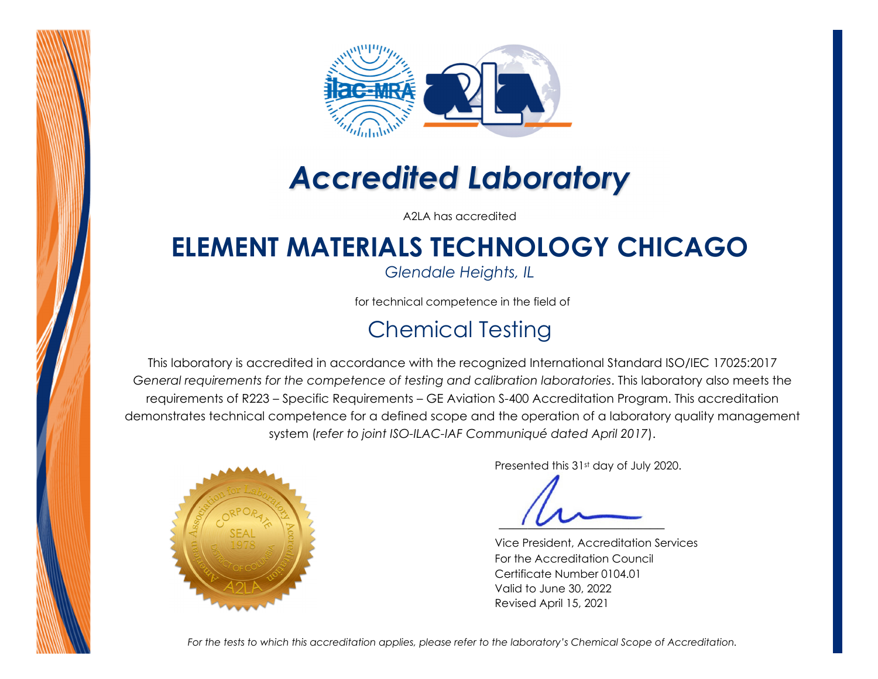# Accredited Laboratory

A2LA has accredited

## ELEMENT MATERIALS TECHNOLOGY CHICAGO

*Glendale Heights, IL*

for technical competence in the field of

## Chemical Testing

This laboratory is accredited in accordance with the recognized International Standard ISO/IEC 17025:2017 *General requirements for the competence of testing and calibration laboratories*. This laboratory also meets the requirements of R223 – Specific Requirements – GE Aviation S-400 Accreditation Program. This accreditation demonstrates technical competence for a defined scope and the operation of a laboratory quality management system (*refer to joint ISO-ILAC-IAF Communiqué dated April 2017*).

Presented this 31st day of July 2020.

Vice President, Accreditation Services
For the Accreditation Council
Certificate Number 0104.01
Valid to June 30, 2022
Revised April 15, 2021

*For the tests to which this accreditation applies, please refer to the laboratory's Chemical Scope of Accreditation.*